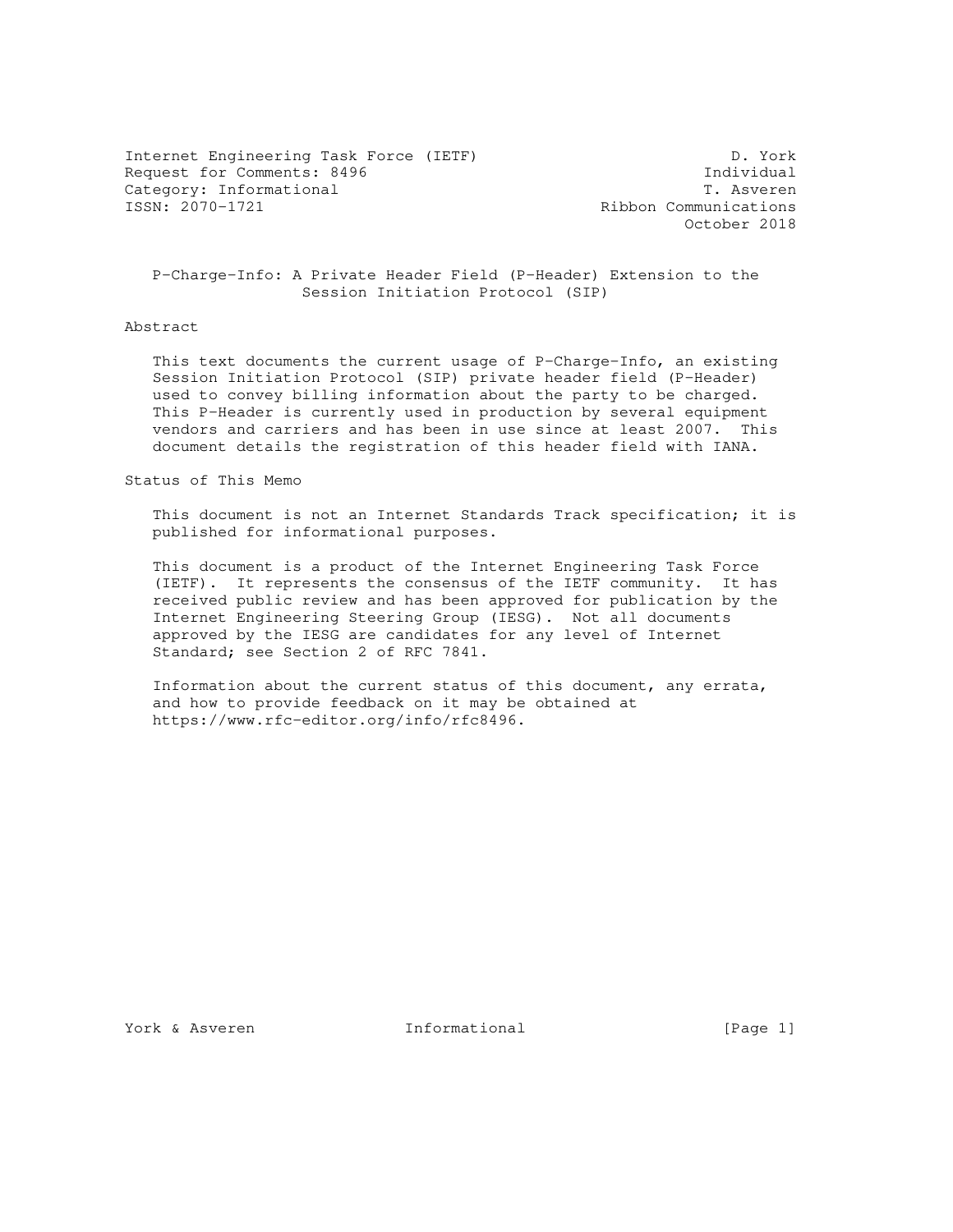Internet Engineering Task Force (IETF) D. York
Request for Comments: 8496 Individual
Category: Informational T. Asveren
ISSN: 2070-1721 Ribbon Communications
October 2018

# P-Charge-Info: A Private Header Field (P-Header) Extension to the Session Initiation Protocol (SIP)

## Abstract

This text documents the current usage of P-Charge-Info, an existing Session Initiation Protocol (SIP) private header field (P-Header) used to convey billing information about the party to be charged. This P-Header is currently used in production by several equipment vendors and carriers and has been in use since at least 2007. This document details the registration of this header field with IANA.

## Status of This Memo

This document is not an Internet Standards Track specification; it is published for informational purposes.

This document is a product of the Internet Engineering Task Force (IETF). It represents the consensus of the IETF community. It has received public review and has been approved for publication by the Internet Engineering Steering Group (IESG). Not all documents approved by the IESG are candidates for any level of Internet Standard; see Section 2 of RFC 7841.

Information about the current status of this document, any errata, and how to provide feedback on it may be obtained at https://www.rfc-editor.org/info/rfc8496.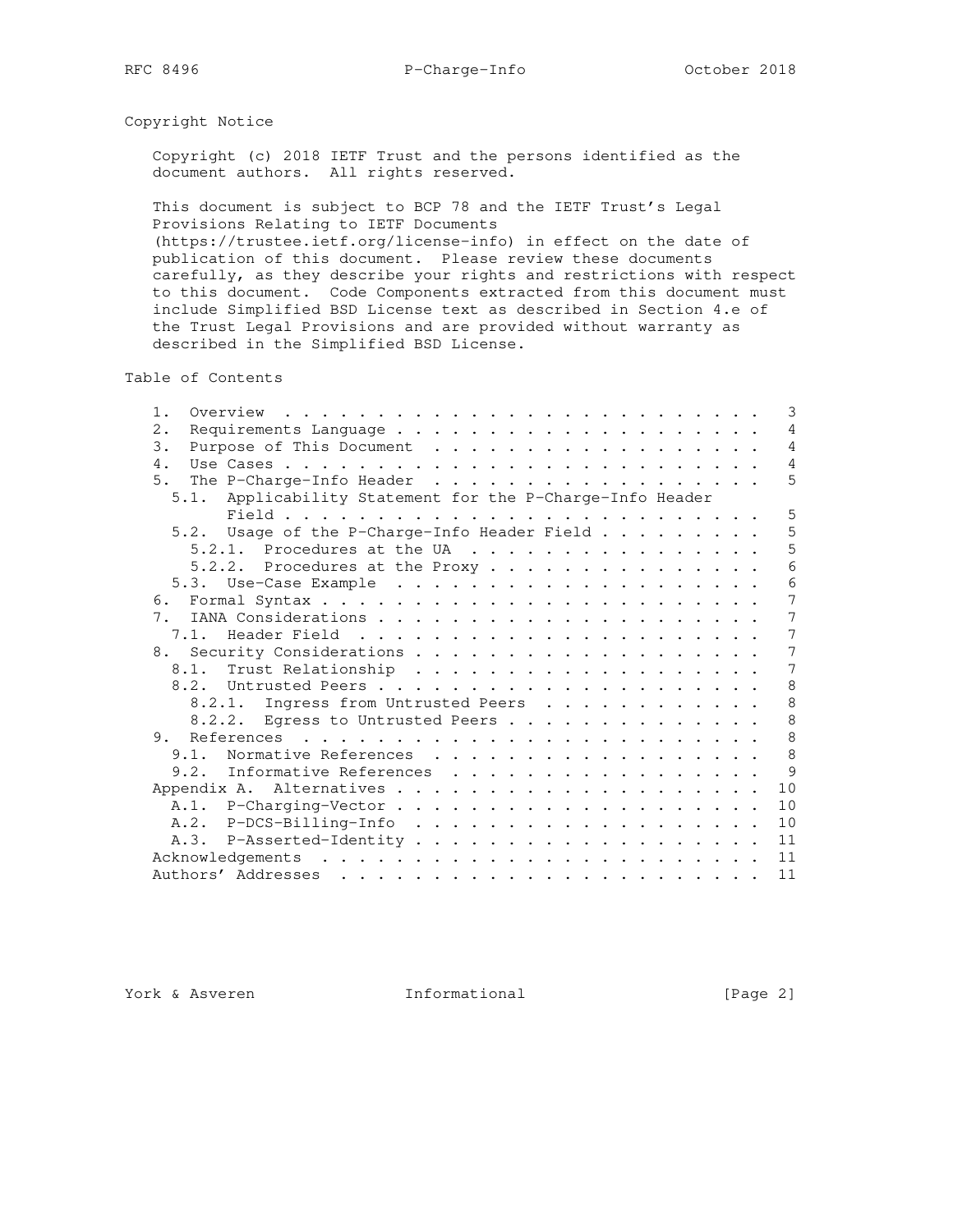## Copyright Notice

Copyright (c) 2018 IETF Trust and the persons identified as the document authors. All rights reserved.

This document is subject to BCP 78 and the IETF Trust's Legal Provisions Relating to IETF Documents (https://trustee.ietf.org/license-info) in effect on the date of publication of this document. Please review these documents carefully, as they describe your rights and restrictions with respect to this document. Code Components extracted from this document must include Simplified BSD License text as described in Section 4.e of the Trust Legal Provisions and are provided without warranty as described in the Simplified BSD License.

## Table of Contents

```
   1.  Overview  . . . . . . . . . . . . . . . . . . . . . . . . . .   3
   2.  Requirements Language . . . . . . . . . . . . . . . . . . . .   4
   3.  Purpose of This Document  . . . . . . . . . . . . . . . . . .   4
   4.  Use Cases . . . . . . . . . . . . . . . . . . . . . . . . . .   4
   5.  The P-Charge-Info Header  . . . . . . . . . . . . . . . . . .   5
     5.1.  Applicability Statement for the P-Charge-Info Header
           Field . . . . . . . . . . . . . . . . . . . . . . . . . .   5
     5.2.  Usage of the P-Charge-Info Header Field . . . . . . . . .   5
       5.2.1.  Procedures at the UA  . . . . . . . . . . . . . . . .   5
       5.2.2.  Procedures at the Proxy . . . . . . . . . . . . . . .   6
     5.3.  Use-Case Example  . . . . . . . . . . . . . . . . . . . .   6
   6.  Formal Syntax . . . . . . . . . . . . . . . . . . . . . . . .   7
   7.  IANA Considerations . . . . . . . . . . . . . . . . . . . . .   7
     7.1.  Header Field  . . . . . . . . . . . . . . . . . . . . . .   7
   8.  Security Considerations . . . . . . . . . . . . . . . . . . .   7
     8.1.  Trust Relationship  . . . . . . . . . . . . . . . . . . .   7
     8.2.  Untrusted Peers . . . . . . . . . . . . . . . . . . . . .   8
       8.2.1.  Ingress from Untrusted Peers  . . . . . . . . . . . .   8
       8.2.2.  Egress to Untrusted Peers . . . . . . . . . . . . . .   8
   9.  References  . . . . . . . . . . . . . . . . . . . . . . . . .   8
     9.1.  Normative References  . . . . . . . . . . . . . . . . . .   8
     9.2.  Informative References  . . . . . . . . . . . . . . . . .   9
   Appendix A.  Alternatives . . . . . . . . . . . . . . . . . . . .  10
     A.1.  P-Charging-Vector . . . . . . . . . . . . . . . . . . . .  10
     A.2.  P-DCS-Billing-Info  . . . . . . . . . . . . . . . . . . .  10
     A.3.  P-Asserted-Identity . . . . . . . . . . . . . . . . . . .  11
   Acknowledgements  . . . . . . . . . . . . . . . . . . . . . . . .  11
   Authors' Addresses  . . . . . . . . . . . . . . . . . . . . . . .  11
```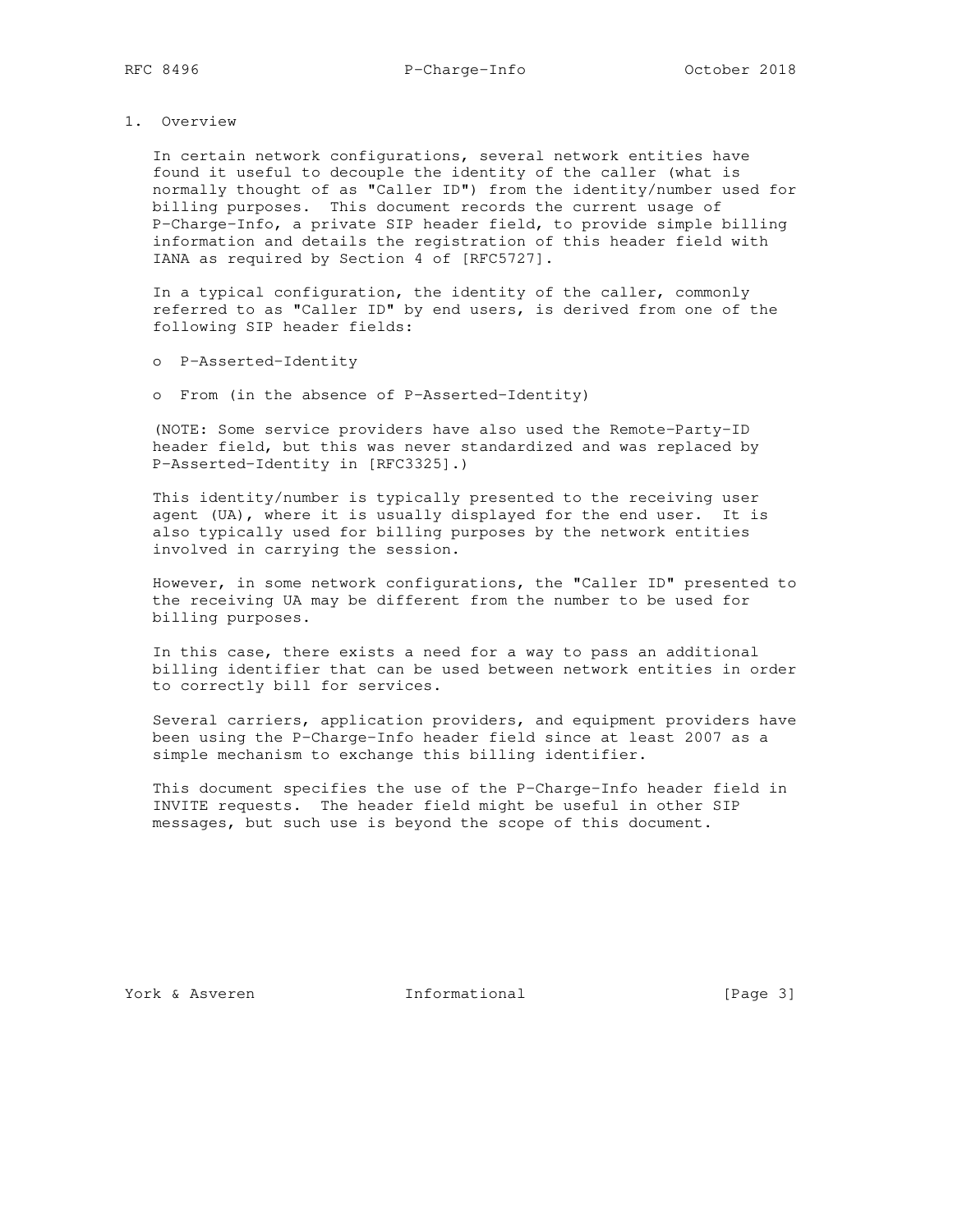# 1. Overview

In certain network configurations, several network entities have found it useful to decouple the identity of the caller (what is normally thought of as "Caller ID") from the identity/number used for billing purposes. This document records the current usage of P-Charge-Info, a private SIP header field, to provide simple billing information and details the registration of this header field with IANA as required by Section 4 of [RFC5727].

In a typical configuration, the identity of the caller, commonly referred to as "Caller ID" by end users, is derived from one of the following SIP header fields:

- P-Asserted-Identity
- From (in the absence of P-Asserted-Identity)

(NOTE: Some service providers have also used the Remote-Party-ID header field, but this was never standardized and was replaced by P-Asserted-Identity in [RFC3325].)

This identity/number is typically presented to the receiving user agent (UA), where it is usually displayed for the end user. It is also typically used for billing purposes by the network entities involved in carrying the session.

However, in some network configurations, the "Caller ID" presented to the receiving UA may be different from the number to be used for billing purposes.

In this case, there exists a need for a way to pass an additional billing identifier that can be used between network entities in order to correctly bill for services.

Several carriers, application providers, and equipment providers have been using the P-Charge-Info header field since at least 2007 as a simple mechanism to exchange this billing identifier.

This document specifies the use of the P-Charge-Info header field in INVITE requests. The header field might be useful in other SIP messages, but such use is beyond the scope of this document.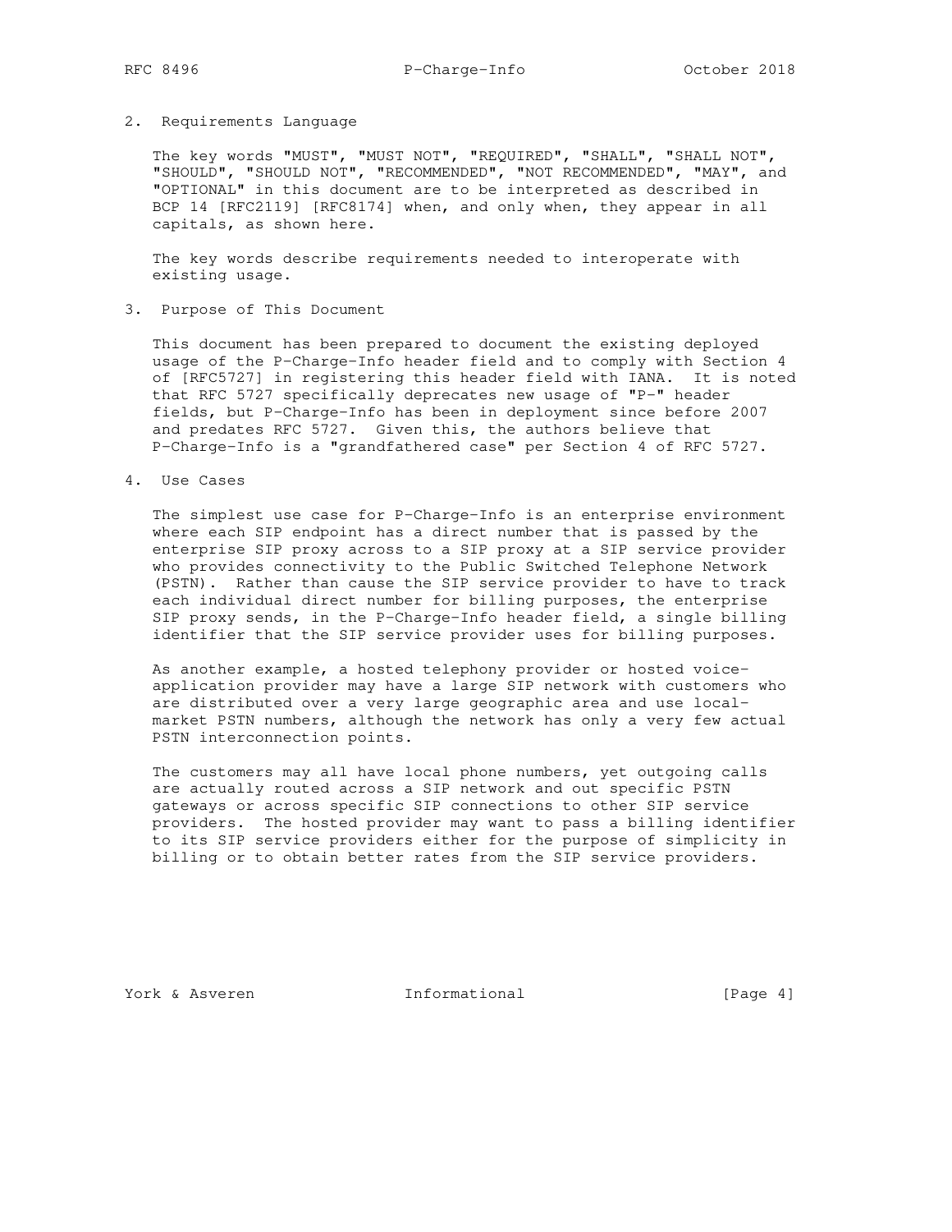## 2. Requirements Language

The key words "MUST", "MUST NOT", "REQUIRED", "SHALL", "SHALL NOT", "SHOULD", "SHOULD NOT", "RECOMMENDED", "NOT RECOMMENDED", "MAY", and "OPTIONAL" in this document are to be interpreted as described in BCP 14 [RFC2119] [RFC8174] when, and only when, they appear in all capitals, as shown here.

The key words describe requirements needed to interoperate with existing usage.

## 3. Purpose of This Document

This document has been prepared to document the existing deployed usage of the P-Charge-Info header field and to comply with Section 4 of [RFC5727] in registering this header field with IANA. It is noted that RFC 5727 specifically deprecates new usage of "P-" header fields, but P-Charge-Info has been in deployment since before 2007 and predates RFC 5727. Given this, the authors believe that P-Charge-Info is a "grandfathered case" per Section 4 of RFC 5727.

## 4. Use Cases

The simplest use case for P-Charge-Info is an enterprise environment where each SIP endpoint has a direct number that is passed by the enterprise SIP proxy across to a SIP proxy at a SIP service provider who provides connectivity to the Public Switched Telephone Network (PSTN). Rather than cause the SIP service provider to have to track each individual direct number for billing purposes, the enterprise SIP proxy sends, in the P-Charge-Info header field, a single billing identifier that the SIP service provider uses for billing purposes.

As another example, a hosted telephony provider or hosted voice-application provider may have a large SIP network with customers who are distributed over a very large geographic area and use local-market PSTN numbers, although the network has only a very few actual PSTN interconnection points.

The customers may all have local phone numbers, yet outgoing calls are actually routed across a SIP network and out specific PSTN gateways or across specific SIP connections to other SIP service providers. The hosted provider may want to pass a billing identifier to its SIP service providers either for the purpose of simplicity in billing or to obtain better rates from the SIP service providers.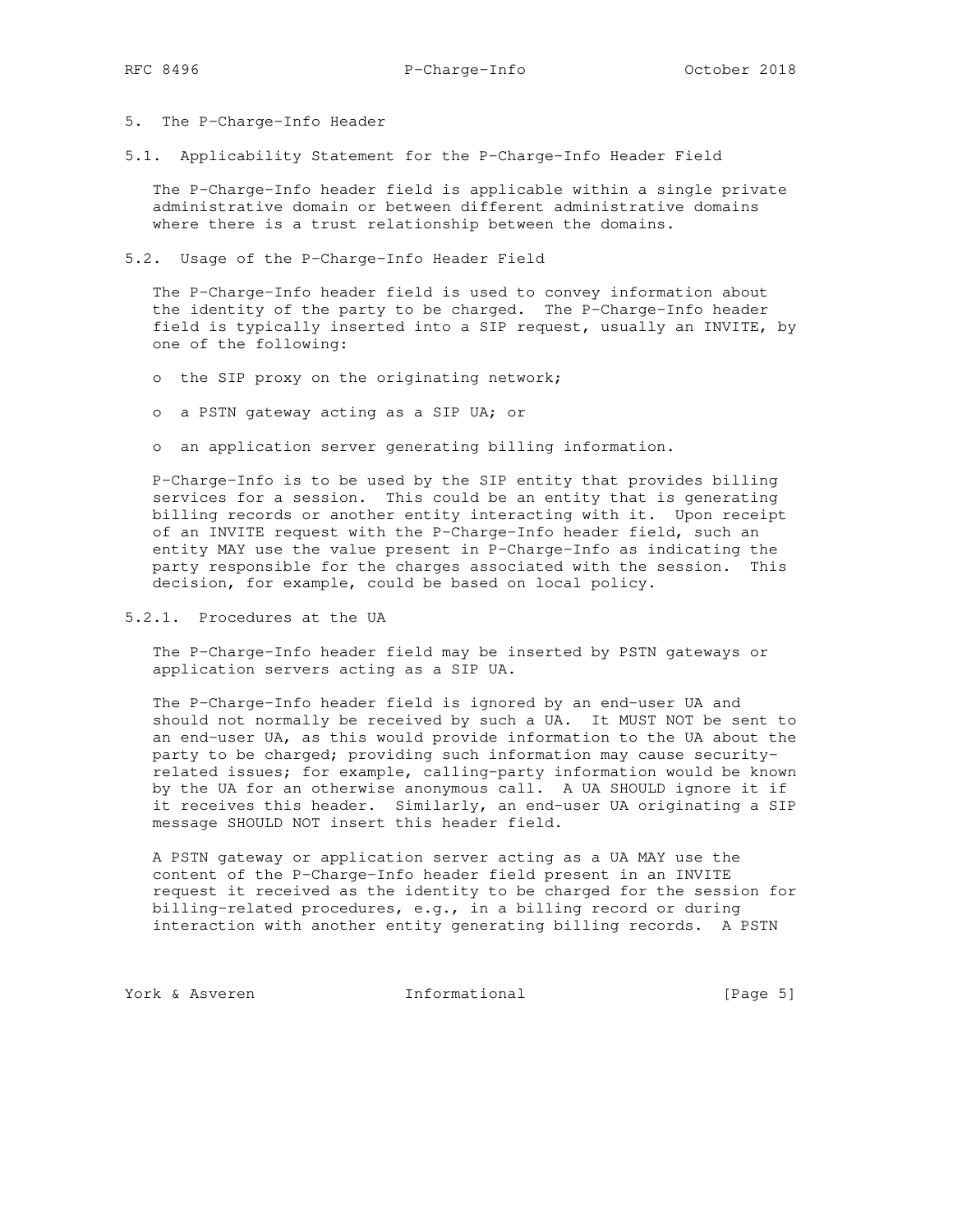# 5. The P-Charge-Info Header

## 5.1. Applicability Statement for the P-Charge-Info Header Field

The P-Charge-Info header field is applicable within a single private administrative domain or between different administrative domains where there is a trust relationship between the domains.

## 5.2. Usage of the P-Charge-Info Header Field

The P-Charge-Info header field is used to convey information about the identity of the party to be charged. The P-Charge-Info header field is typically inserted into a SIP request, usually an INVITE, by one of the following:

- the SIP proxy on the originating network;
- a PSTN gateway acting as a SIP UA; or
- an application server generating billing information.

P-Charge-Info is to be used by the SIP entity that provides billing services for a session. This could be an entity that is generating billing records or another entity interacting with it. Upon receipt of an INVITE request with the P-Charge-Info header field, such an entity MAY use the value present in P-Charge-Info as indicating the party responsible for the charges associated with the session. This decision, for example, could be based on local policy.

### 5.2.1. Procedures at the UA

The P-Charge-Info header field may be inserted by PSTN gateways or application servers acting as a SIP UA.

The P-Charge-Info header field is ignored by an end-user UA and should not normally be received by such a UA. It MUST NOT be sent to an end-user UA, as this would provide information to the UA about the party to be charged; providing such information may cause security-related issues; for example, calling-party information would be known by the UA for an otherwise anonymous call. A UA SHOULD ignore it if it receives this header. Similarly, an end-user UA originating a SIP message SHOULD NOT insert this header field.

A PSTN gateway or application server acting as a UA MAY use the content of the P-Charge-Info header field present in an INVITE request it received as the identity to be charged for the session for billing-related procedures, e.g., in a billing record or during interaction with another entity generating billing records. A PSTN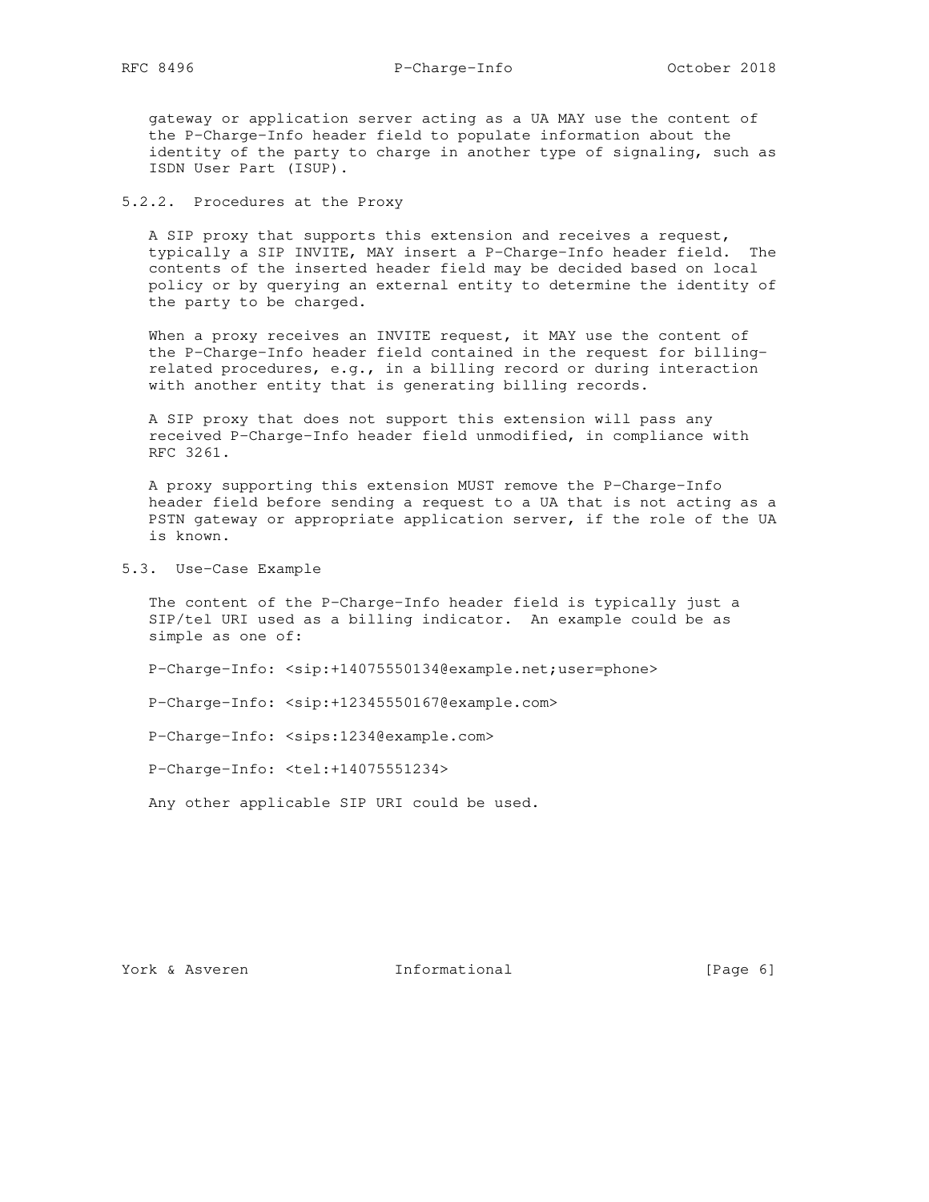gateway or application server acting as a UA MAY use the content of the P-Charge-Info header field to populate information about the identity of the party to charge in another type of signaling, such as ISDN User Part (ISUP).

#### 5.2.2. Procedures at the Proxy

A SIP proxy that supports this extension and receives a request, typically a SIP INVITE, MAY insert a P-Charge-Info header field. The contents of the inserted header field may be decided based on local policy or by querying an external entity to determine the identity of the party to be charged.

When a proxy receives an INVITE request, it MAY use the content of the P-Charge-Info header field contained in the request for billing-related procedures, e.g., in a billing record or during interaction with another entity that is generating billing records.

A SIP proxy that does not support this extension will pass any received P-Charge-Info header field unmodified, in compliance with RFC 3261.

A proxy supporting this extension MUST remove the P-Charge-Info header field before sending a request to a UA that is not acting as a PSTN gateway or appropriate application server, if the role of the UA is known.

### 5.3. Use-Case Example

The content of the P-Charge-Info header field is typically just a SIP/tel URI used as a billing indicator. An example could be as simple as one of:

```
P-Charge-Info: <sip:+14075550134@example.net;user=phone>

P-Charge-Info: <sip:+12345550167@example.com>

P-Charge-Info: <sips:1234@example.com>

P-Charge-Info: <tel:+14075551234>
```

Any other applicable SIP URI could be used.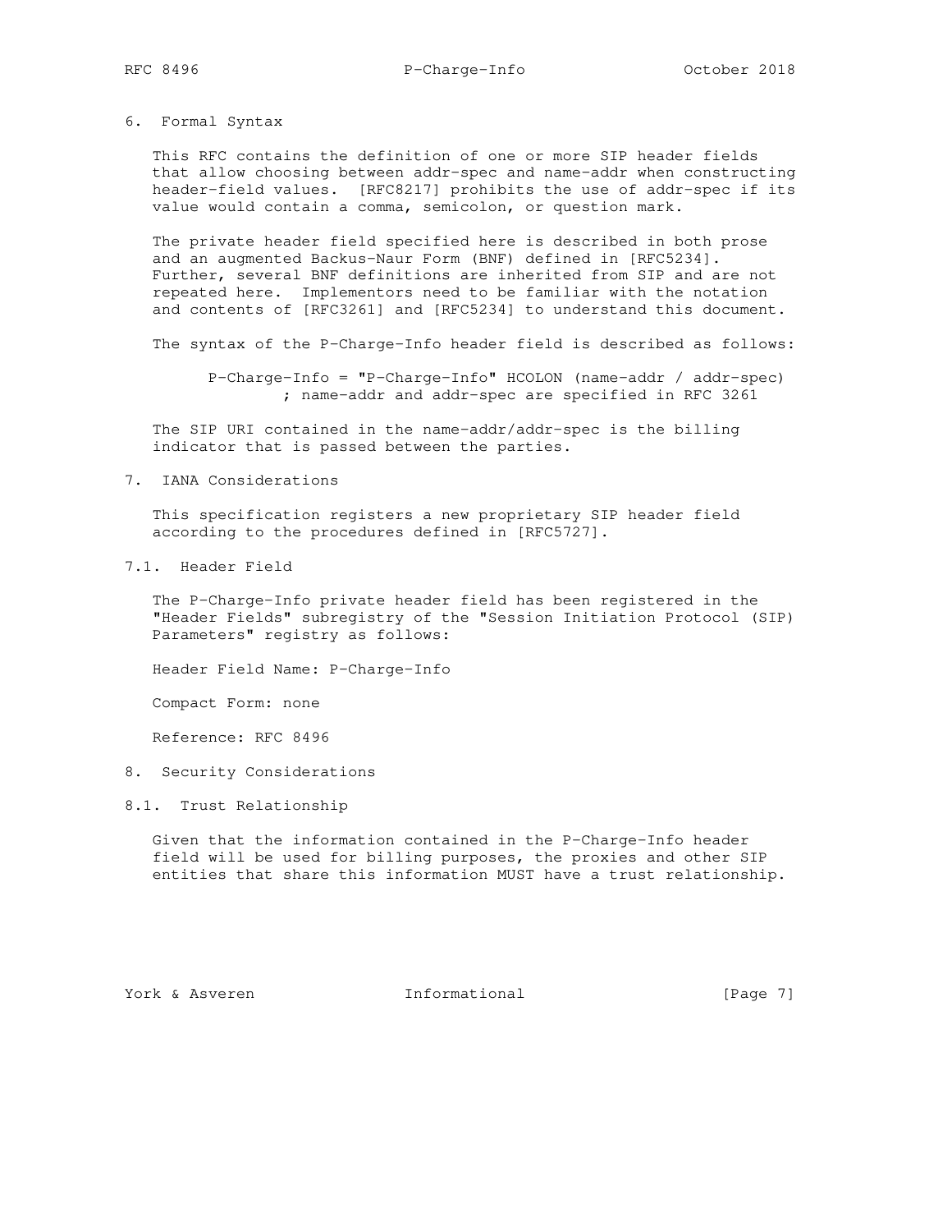## 6. Formal Syntax

This RFC contains the definition of one or more SIP header fields that allow choosing between addr-spec and name-addr when constructing header-field values. [RFC8217] prohibits the use of addr-spec if its value would contain a comma, semicolon, or question mark.

The private header field specified here is described in both prose and an augmented Backus-Naur Form (BNF) defined in [RFC5234]. Further, several BNF definitions are inherited from SIP and are not repeated here. Implementors need to be familiar with the notation and contents of [RFC3261] and [RFC5234] to understand this document.

The syntax of the P-Charge-Info header field is described as follows:

```
P-Charge-Info = "P-Charge-Info" HCOLON (name-addr / addr-spec)
        ; name-addr and addr-spec are specified in RFC 3261
```

The SIP URI contained in the name-addr/addr-spec is the billing indicator that is passed between the parties.

## 7. IANA Considerations

This specification registers a new proprietary SIP header field according to the procedures defined in [RFC5727].

### 7.1. Header Field

The P-Charge-Info private header field has been registered in the "Header Fields" subregistry of the "Session Initiation Protocol (SIP) Parameters" registry as follows:

Header Field Name: P-Charge-Info

Compact Form: none

Reference: RFC 8496

## 8. Security Considerations

### 8.1. Trust Relationship

Given that the information contained in the P-Charge-Info header field will be used for billing purposes, the proxies and other SIP entities that share this information MUST have a trust relationship.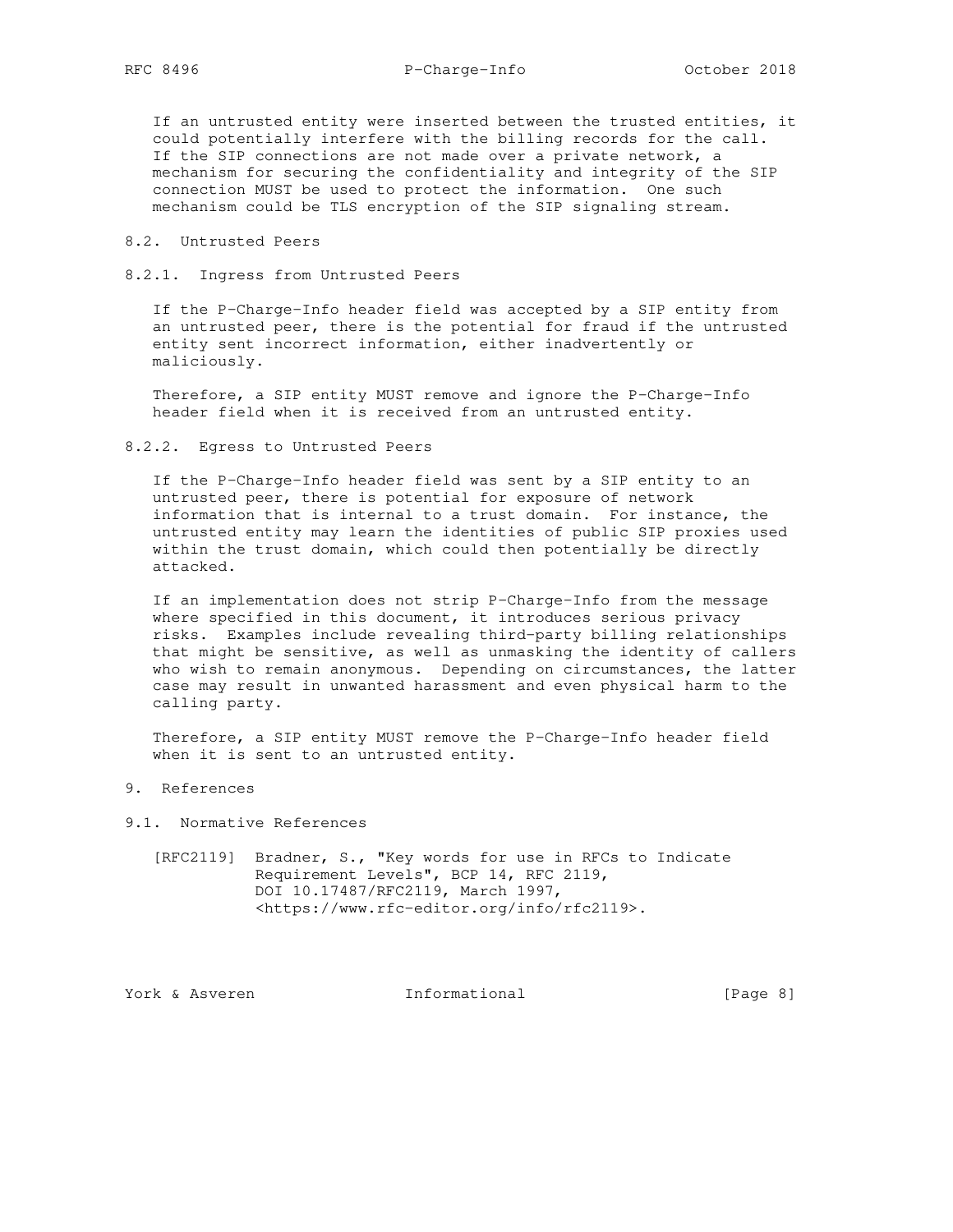If an untrusted entity were inserted between the trusted entities, it could potentially interfere with the billing records for the call. If the SIP connections are not made over a private network, a mechanism for securing the confidentiality and integrity of the SIP connection MUST be used to protect the information. One such mechanism could be TLS encryption of the SIP signaling stream.

### 8.2. Untrusted Peers

#### 8.2.1. Ingress from Untrusted Peers

If the P-Charge-Info header field was accepted by a SIP entity from an untrusted peer, there is the potential for fraud if the untrusted entity sent incorrect information, either inadvertently or maliciously.

Therefore, a SIP entity MUST remove and ignore the P-Charge-Info header field when it is received from an untrusted entity.

#### 8.2.2. Egress to Untrusted Peers

If the P-Charge-Info header field was sent by a SIP entity to an untrusted peer, there is potential for exposure of network information that is internal to a trust domain. For instance, the untrusted entity may learn the identities of public SIP proxies used within the trust domain, which could then potentially be directly attacked.

If an implementation does not strip P-Charge-Info from the message where specified in this document, it introduces serious privacy risks. Examples include revealing third-party billing relationships that might be sensitive, as well as unmasking the identity of callers who wish to remain anonymous. Depending on circumstances, the latter case may result in unwanted harassment and even physical harm to the calling party.

Therefore, a SIP entity MUST remove the P-Charge-Info header field when it is sent to an untrusted entity.

## 9. References

### 9.1. Normative References

[RFC2119] Bradner, S., "Key words for use in RFCs to Indicate Requirement Levels", BCP 14, RFC 2119, DOI 10.17487/RFC2119, March 1997, <https://www.rfc-editor.org/info/rfc2119>.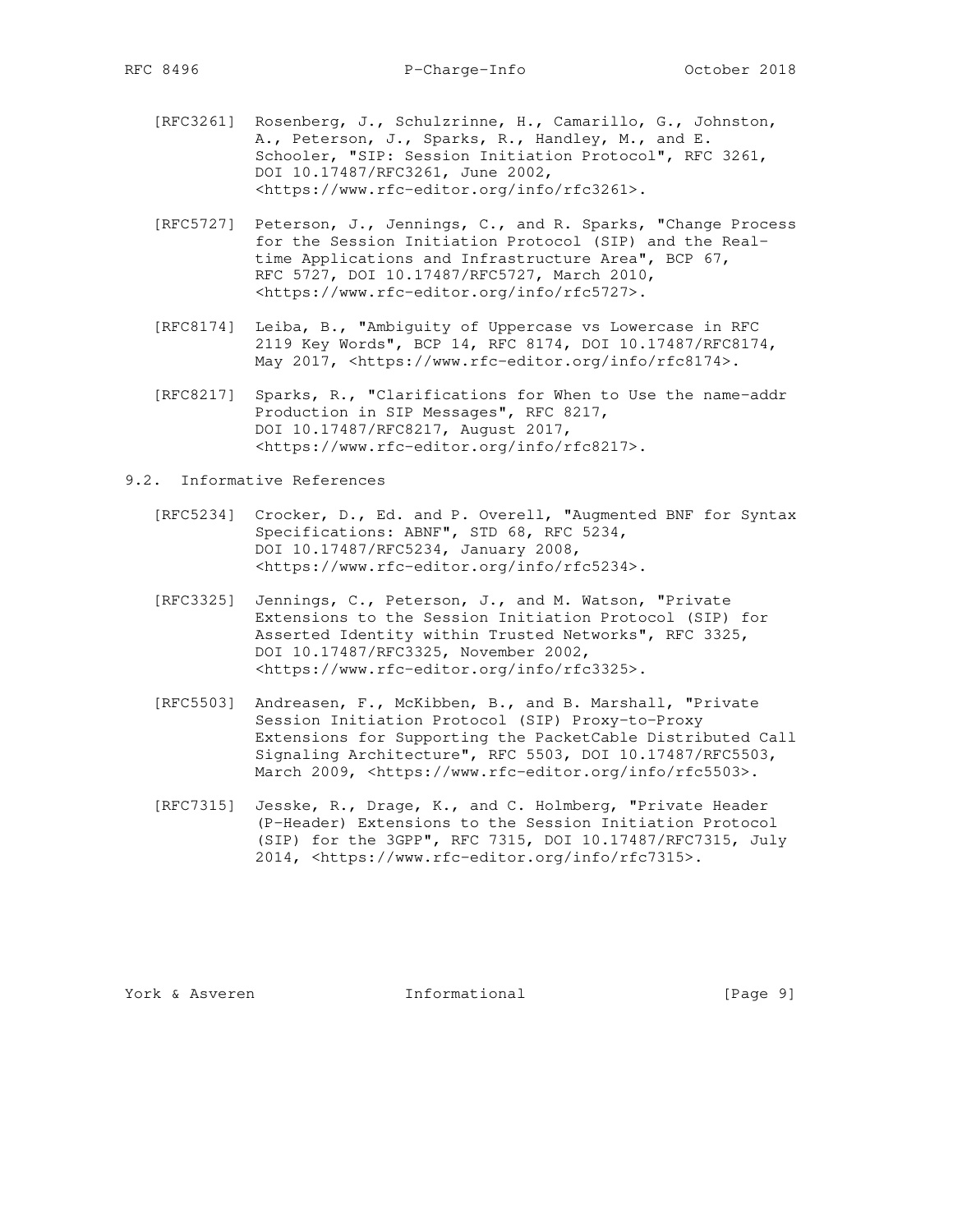[RFC3261] Rosenberg, J., Schulzrinne, H., Camarillo, G., Johnston, A., Peterson, J., Sparks, R., Handley, M., and E. Schooler, "SIP: Session Initiation Protocol", RFC 3261, DOI 10.17487/RFC3261, June 2002, <https://www.rfc-editor.org/info/rfc3261>.

[RFC5727] Peterson, J., Jennings, C., and R. Sparks, "Change Process for the Session Initiation Protocol (SIP) and the Real-time Applications and Infrastructure Area", BCP 67, RFC 5727, DOI 10.17487/RFC5727, March 2010, <https://www.rfc-editor.org/info/rfc5727>.

[RFC8174] Leiba, B., "Ambiguity of Uppercase vs Lowercase in RFC 2119 Key Words", BCP 14, RFC 8174, DOI 10.17487/RFC8174, May 2017, <https://www.rfc-editor.org/info/rfc8174>.

[RFC8217] Sparks, R., "Clarifications for When to Use the name-addr Production in SIP Messages", RFC 8217, DOI 10.17487/RFC8217, August 2017, <https://www.rfc-editor.org/info/rfc8217>.

## 9.2. Informative References

[RFC5234] Crocker, D., Ed. and P. Overell, "Augmented BNF for Syntax Specifications: ABNF", STD 68, RFC 5234, DOI 10.17487/RFC5234, January 2008, <https://www.rfc-editor.org/info/rfc5234>.

[RFC3325] Jennings, C., Peterson, J., and M. Watson, "Private Extensions to the Session Initiation Protocol (SIP) for Asserted Identity within Trusted Networks", RFC 3325, DOI 10.17487/RFC3325, November 2002, <https://www.rfc-editor.org/info/rfc3325>.

[RFC5503] Andreasen, F., McKibben, B., and B. Marshall, "Private Session Initiation Protocol (SIP) Proxy-to-Proxy Extensions for Supporting the PacketCable Distributed Call Signaling Architecture", RFC 5503, DOI 10.17487/RFC5503, March 2009, <https://www.rfc-editor.org/info/rfc5503>.

[RFC7315] Jesske, R., Drage, K., and C. Holmberg, "Private Header (P-Header) Extensions to the Session Initiation Protocol (SIP) for the 3GPP", RFC 7315, DOI 10.17487/RFC7315, July 2014, <https://www.rfc-editor.org/info/rfc7315>.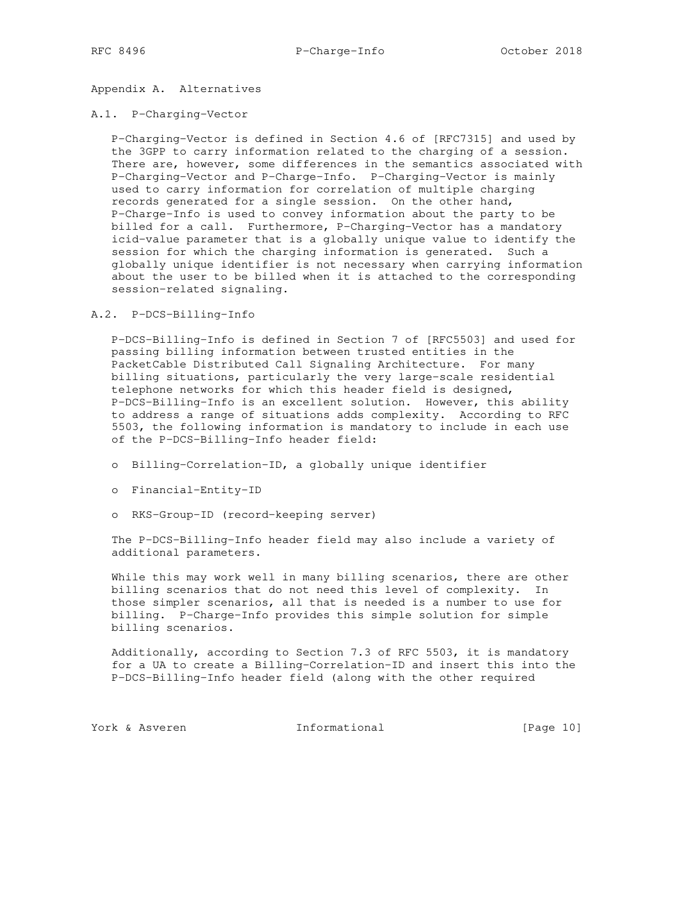# Appendix A. Alternatives

## A.1. P-Charging-Vector

P-Charging-Vector is defined in Section 4.6 of [RFC7315] and used by the 3GPP to carry information related to the charging of a session. There are, however, some differences in the semantics associated with P-Charging-Vector and P-Charge-Info. P-Charging-Vector is mainly used to carry information for correlation of multiple charging records generated for a single session. On the other hand, P-Charge-Info is used to convey information about the party to be billed for a call. Furthermore, P-Charging-Vector has a mandatory icid-value parameter that is a globally unique value to identify the session for which the charging information is generated. Such a globally unique identifier is not necessary when carrying information about the user to be billed when it is attached to the corresponding session-related signaling.

## A.2. P-DCS-Billing-Info

P-DCS-Billing-Info is defined in Section 7 of [RFC5503] and used for passing billing information between trusted entities in the PacketCable Distributed Call Signaling Architecture. For many billing situations, particularly the very large-scale residential telephone networks for which this header field is designed, P-DCS-Billing-Info is an excellent solution. However, this ability to address a range of situations adds complexity. According to RFC 5503, the following information is mandatory to include in each use of the P-DCS-Billing-Info header field:

- Billing-Correlation-ID, a globally unique identifier
- Financial-Entity-ID
- RKS-Group-ID (record-keeping server)

The P-DCS-Billing-Info header field may also include a variety of additional parameters.

While this may work well in many billing scenarios, there are other billing scenarios that do not need this level of complexity. In those simpler scenarios, all that is needed is a number to use for billing. P-Charge-Info provides this simple solution for simple billing scenarios.

Additionally, according to Section 7.3 of RFC 5503, it is mandatory for a UA to create a Billing-Correlation-ID and insert this into the P-DCS-Billing-Info header field (along with the other required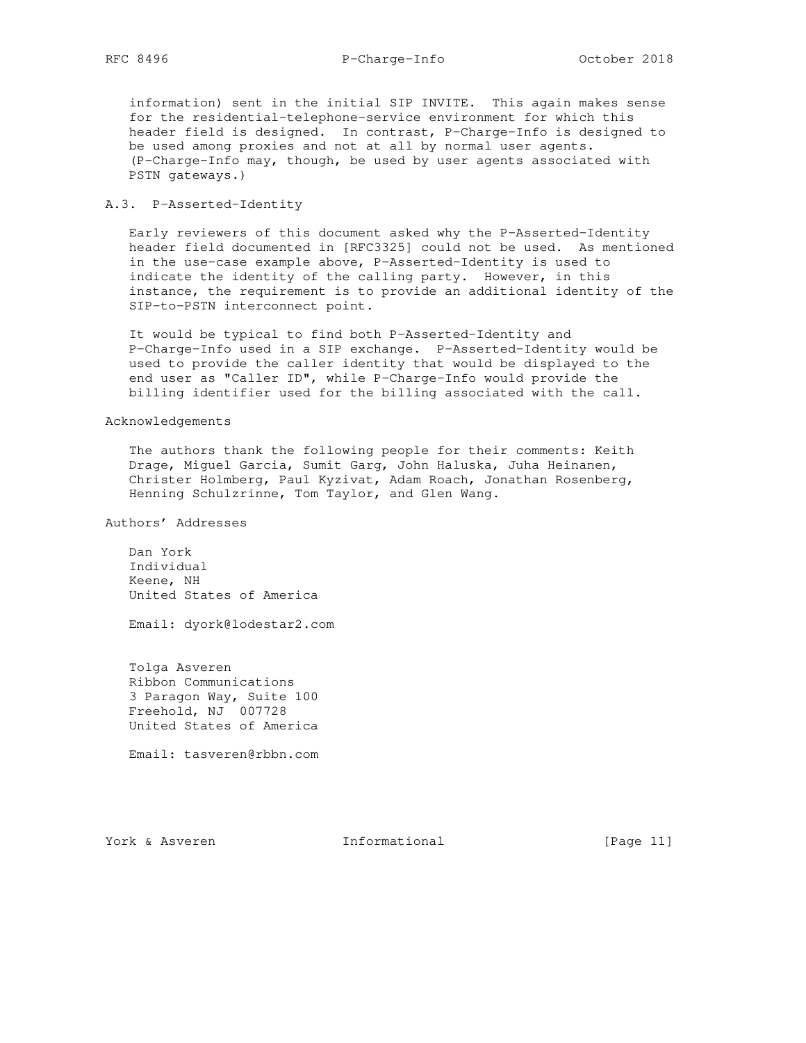information) sent in the initial SIP INVITE. This again makes sense for the residential-telephone-service environment for which this header field is designed. In contrast, P-Charge-Info is designed to be used among proxies and not at all by normal user agents. (P-Charge-Info may, though, be used by user agents associated with PSTN gateways.)

### A.3. P-Asserted-Identity

Early reviewers of this document asked why the P-Asserted-Identity header field documented in [RFC3325] could not be used. As mentioned in the use-case example above, P-Asserted-Identity is used to indicate the identity of the calling party. However, in this instance, the requirement is to provide an additional identity of the SIP-to-PSTN interconnect point.

It would be typical to find both P-Asserted-Identity and P-Charge-Info used in a SIP exchange. P-Asserted-Identity would be used to provide the caller identity that would be displayed to the end user as "Caller ID", while P-Charge-Info would provide the billing identifier used for the billing associated with the call.

## Acknowledgements

The authors thank the following people for their comments: Keith Drage, Miguel Garcia, Sumit Garg, John Haluska, Juha Heinanen, Christer Holmberg, Paul Kyzivat, Adam Roach, Jonathan Rosenberg, Henning Schulzrinne, Tom Taylor, and Glen Wang.

## Authors' Addresses

Dan York
Individual
Keene, NH
United States of America

Email: dyork@lodestar2.com

Tolga Asveren
Ribbon Communications
3 Paragon Way, Suite 100
Freehold, NJ 007728
United States of America

Email: tasveren@rbbn.com